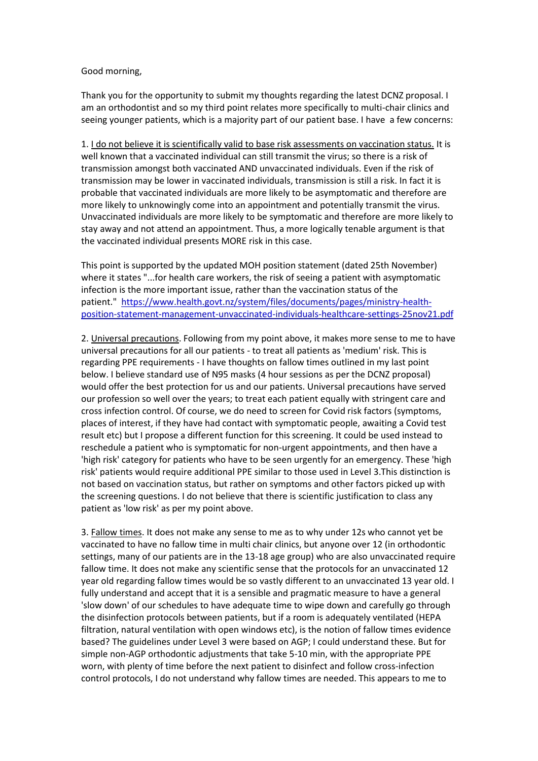Good morning,

Thank you for the opportunity to submit my thoughts regarding the latest DCNZ proposal. I am an orthodontist and so my third point relates more specifically to multi-chair clinics and seeing younger patients, which is a majority part of our patient base. I have a few concerns:

1. <u>I do not believe it is scientifically valid to base risk assessments on vaccination status.</u> It is well known that a vaccinated individual can still transmit the virus; so there is a risk of transmission amongst both vaccinated AND unvaccinated individuals. Even if the risk of transmission may be lower in vaccinated individuals, transmission is still a risk. In fact it is probable that vaccinated individuals are more likely to be asymptomatic and therefore are more likely to unknowingly come into an appointment and potentially transmit the virus. Unvaccinated individuals are more likely to be symptomatic and therefore are more likely to stay away and not attend an appointment. Thus, a more logically tenable argument is that the vaccinated individual presents MORE risk in this case.

This point is supported by the updated MOH position statement (dated 25th November) where it states "...for health care workers, the risk of seeing a patient with asymptomatic infection is the more important issue, rather than the vaccination status of the patient." [https://www.health.govt.nz/system/files/documents/pages/ministry-health-position-statement-management-unvaccinated-individuals-healthcare-settings-25nov21.pdf](https://www.health.govt.nz/system/files/documents/pages/ministry-health-position-statement-management-unvaccinated-individuals-healthcare-settings-25nov21.pdf)

2. <u>Universal precautions</u>. Following from my point above, it makes more sense to me to have universal precautions for all our patients - to treat all patients as 'medium' risk. This is regarding PPE requirements - I have thoughts on fallow times outlined in my last point below. I believe standard use of N95 masks (4 hour sessions as per the DCNZ proposal) would offer the best protection for us and our patients. Universal precautions have served our profession so well over the years; to treat each patient equally with stringent care and cross infection control. Of course, we do need to screen for Covid risk factors (symptoms, places of interest, if they have had contact with symptomatic people, awaiting a Covid test result etc) but I propose a different function for this screening. It could be used instead to reschedule a patient who is symptomatic for non-urgent appointments, and then have a 'high risk' category for patients who have to be seen urgently for an emergency. These 'high risk' patients would require additional PPE similar to those used in Level 3.This distinction is not based on vaccination status, but rather on symptoms and other factors picked up with the screening questions. I do not believe that there is scientific justification to class any patient as 'low risk' as per my point above.

3. <u>Fallow times</u>. It does not make any sense to me as to why under 12s who cannot yet be vaccinated to have no fallow time in multi chair clinics, but anyone over 12 (in orthodontic settings, many of our patients are in the 13-18 age group) who are also unvaccinated require fallow time. It does not make any scientific sense that the protocols for an unvaccinated 12 year old regarding fallow times would be so vastly different to an unvaccinated 13 year old. I fully understand and accept that it is a sensible and pragmatic measure to have a general 'slow down' of our schedules to have adequate time to wipe down and carefully go through the disinfection protocols between patients, but if a room is adequately ventilated (HEPA filtration, natural ventilation with open windows etc), is the notion of fallow times evidence based? The guidelines under Level 3 were based on AGP; I could understand these. But for simple non-AGP orthodontic adjustments that take 5-10 min, with the appropriate PPE worn, with plenty of time before the next patient to disinfect and follow cross-infection control protocols, I do not understand why fallow times are needed. This appears to me to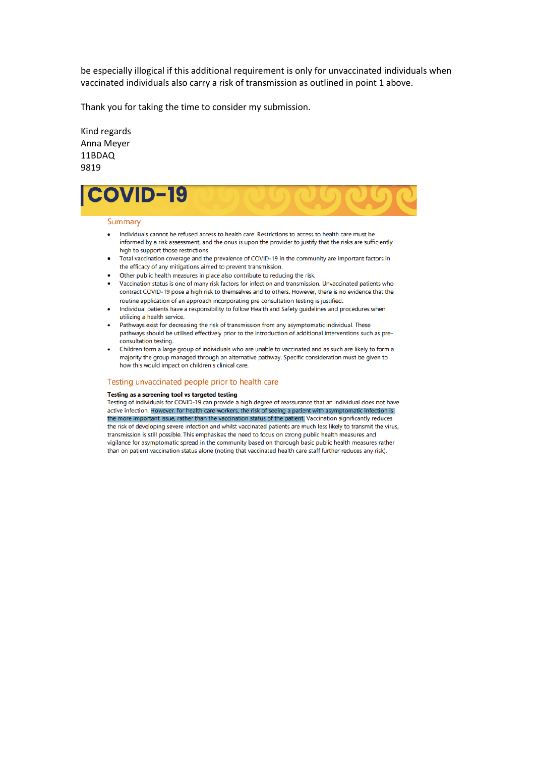be especially illogical if this additional requirement is only for unvaccinated individuals when vaccinated individuals also carry a risk of transmission as outlined in point 1 above.

Thank you for taking the time to consider my submission.

Kind regards
Anna Meyer
11BDAQ
9819

# COVID-19

## Summary

- Individuals cannot be refused access to health care. Restrictions to access to health care must be informed by a risk assessment, and the onus is upon the provider to justify that the risks are sufficiently high to support those restrictions.
- Total vaccination coverage and the prevalence of COVID-19 in the community are important factors in the efficacy of any mitigations aimed to prevent transmission.
- Other public health measures in place also contribute to reducing the risk.
- Vaccination status is one of many risk factors for infection and transmission. Unvaccinated patients who contract COVID-19 pose a high risk to themselves and to others. However, there is no evidence that the routine application of an approach incorporating pre consultation testing is justified.
- Individual patients have a responsibility to follow Health and Safety guidelines and procedures when utilizing a health service.
- Pathways exist for decreasing the risk of transmission from any asymptomatic individual. These pathways should be utilised effectively prior to the introduction of additional interventions such as pre-consultation testing.
- Children form a large group of individuals who are unable to vaccinated and as such are likely to form a majority the group managed through an alternative pathway. Specific consideration must be given to how this would impact on children's clinical care.

## Testing unvaccinated people prior to health care

**Testing as a screening tool vs targeted testing**

Testing of individuals for COVID-19 can provide a high degree of reassurance that an individual does not have active infection. However, for health care workers, the risk of seeing a patient with asymptomatic infection is the more important issue, rather than the vaccination status of the patient. Vaccination significantly reduces the risk of developing severe infection and whilst vaccinated patients are much less likely to transmit the virus, transmission is still possible. This emphasises the need to focus on strong public health measures and vigilance for asymptomatic spread in the community based on thorough basic public health measures rather than on patient vaccination status alone (noting that vaccinated health care staff further reduces any risk).